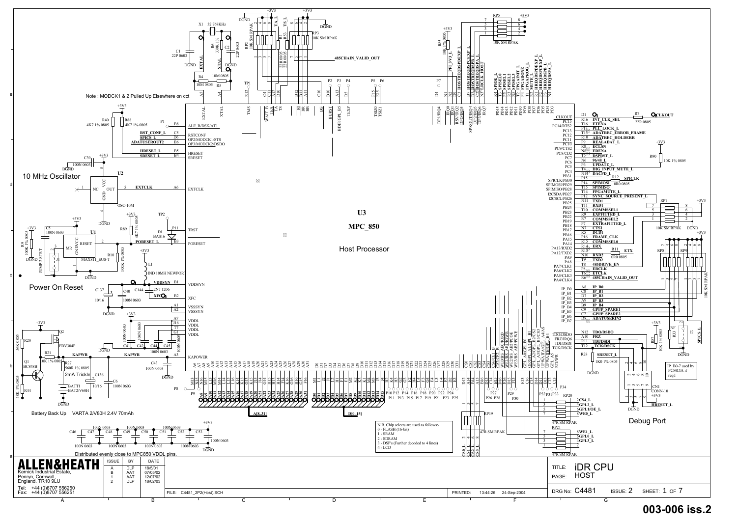# iDR CPU — HOST

**U3 MPC_850 Host Processor**

Note : MODCK1 & 2 Pulled Up Elsewhere on cct

10 MHz Oscillator

Power On Reset

2mA Trickle

Battery Back Up VARTA 2/V80H 2.4V 70mAh

Distributed evenly close to MPC850 VDDL pins.

Debug Port

IP_B0-7 used by PCMCIA if reqd

N.B. Chip selects are used as follows:-
0 - FLASH (16-bit)
1 - SRAM
2 - SDRAM
3 - DSP's (Further decoded to 4 lines)
4 - LCD

**ALLEN&HEATH**
Kernick Industrial Estate,
Penryn, Cornwall,
England. TR10 9LU

Tel: +44 (0)8707 556250
Fax: +44 (0)8707 556251

| ISSUE | BY | DATE |
|---|---|---|
| A | DLP | 18/5/01 |
| B | AAT | 07/05/02 |
| 1 | AAT | 12/07/02 |
| 2 | DLP | 18/02/03 |

FILE: C4481_2P2(Host).SCH

PRINTED: 13:44:26 24-Sep-2004

TITLE: iDR CPU

PAGE: HOST

DRG No: C4481 ISSUE: 2 SHEET: 1 OF 7

003-006 iss.2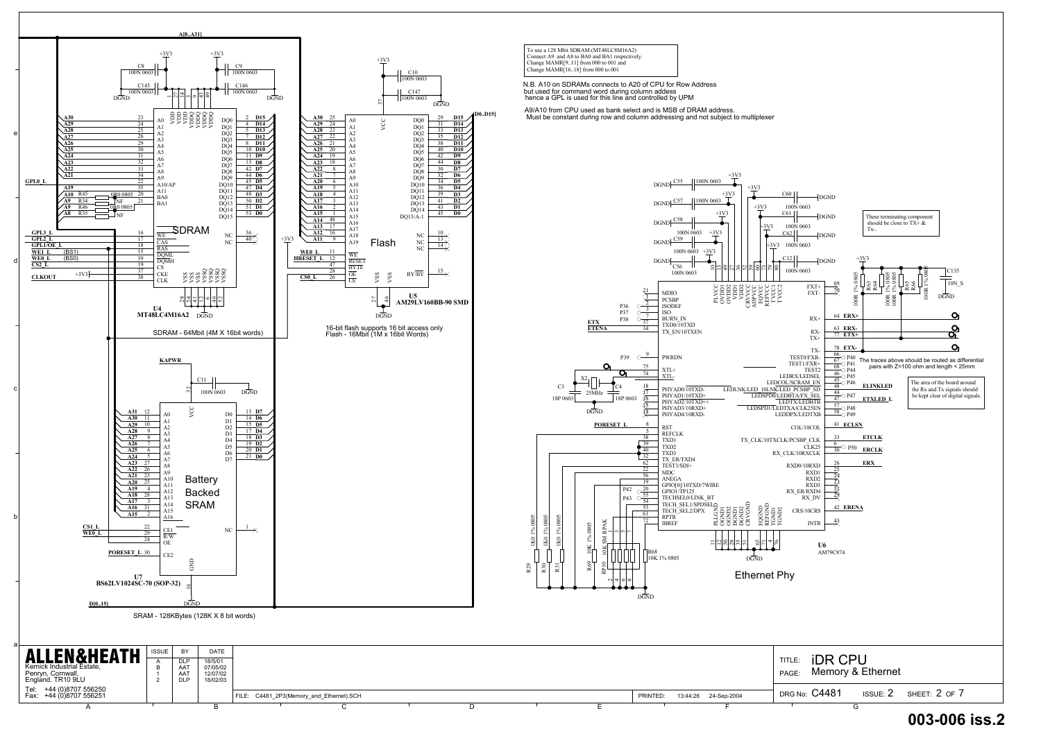To use a 128 Mbit SDRAM (MT48LC8M16A2)
Connect A9 and A8 to BA0 and BA1 respectively.
Change MAMR[9..11] from 000 to 001 and
Change MAMR[16..18] from 000 to 001

N.B. A10 on SDRAMs connects to A20 of CPU for Row Address but used for command word during column addess hence a GPL is used for this line and controlled by UPM

A9/A10 from CPU used as bank select and is MSB of DRAM address. Must be constant during row and column addressing and not subject to multiplexer

SDRAM

U4
MT48LC4M16A2

SDRAM - 64Mbit (4M X 16bit words)

Flash

U5
AM29LV160BB-90 SMD

16-bit flash supports 16 bit access only
Flash - 16Mbit (1M x 16bit Words)

Battery Backed SRAM

U7
BS62LV1024SC-70 (SOP-32)

SRAM - 128KBytes (128K X 8 bit words)

These terminating component should be close to TX+ & Tx-.

The traces above should be routed as differential pairs with Z=100 ohm and length < 25mm

The area of the board around the Rx and Tx signals should be kept clear of digital signals.

U6
AM79C874

Ethernet Phy

ALLEN&HEATH
Kernick Industrial Estate,
Penryn, Cornwall,
England. TR10 9LU
Tel: +44 (0)8707 556250
Fax: +44 (0)8707 556251

| ISSUE | BY | DATE |
|---|---|---|
| A | DLP | 18/5/01 |
| B | AAT | 07/05/02 |
| 1 | AAT | 12/07/02 |
| 2 | DLP | 18/02/03 |

FILE: C4481_2P3(Memory_and_Ethernet).SCH
PRINTED: 13:44:26 24-Sep-2004

TITLE: iDR CPU
PAGE: Memory & Ethernet
DRG No: C4481 ISSUE: 2 SHEET: 2 OF 7

003-006 iss.2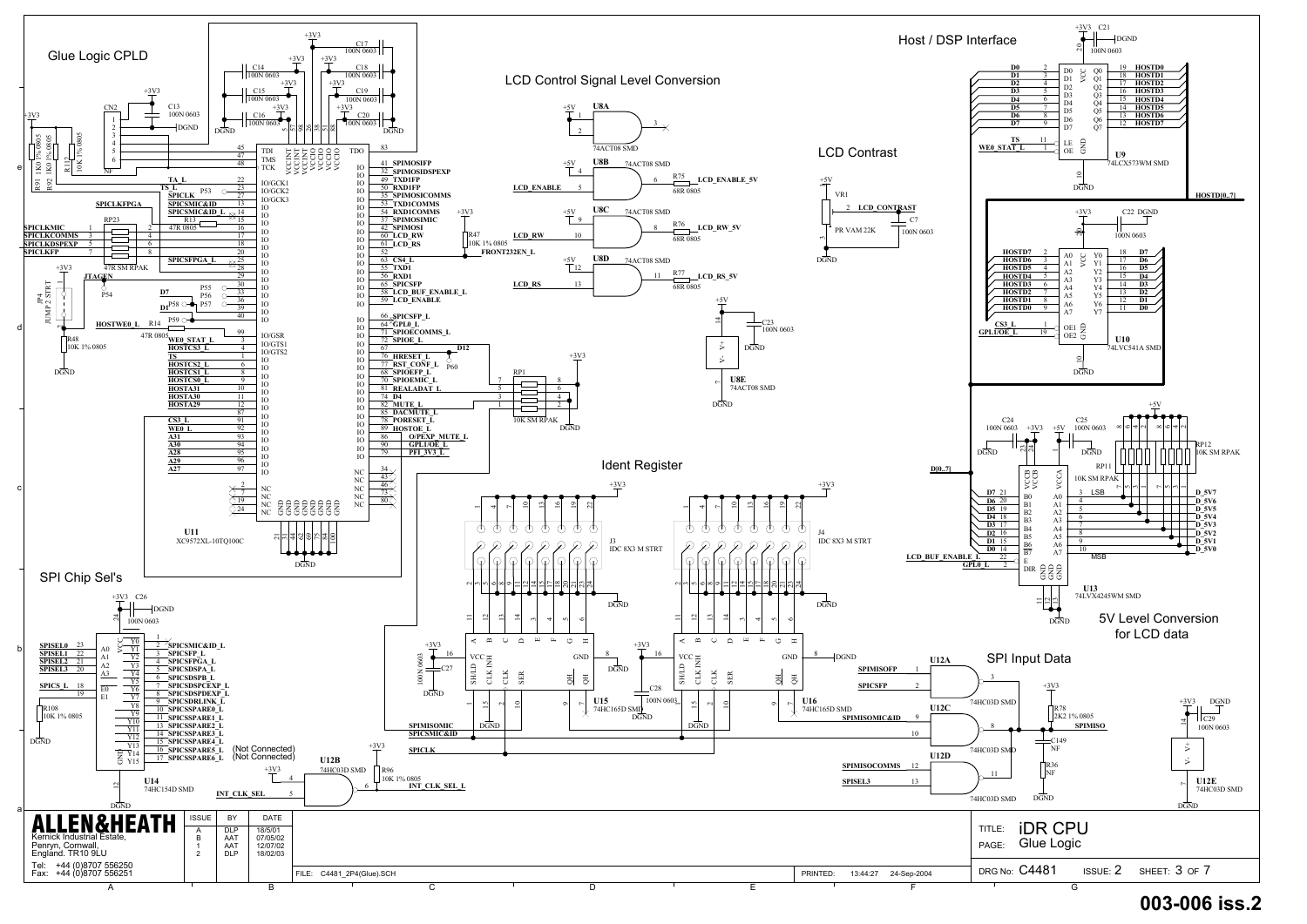# iDR CPU — Glue Logic

## Glue Logic CPLD

U11 XC9572XL-10TQ100C

CN2 (NF), R91 1K0 1% 0805, R92 1K0 1% 0805, R112 10K 1% 0805, C13 100N 0603, C14–C20 100N 0603, RP23 47R SM RPAK, R13 47R 0805, R14 47R 0805, R48 10K 1% 0805, JP4 JUMP 2 STRT (JTAGEN), P53, P54, P55–P59

Signals: TA_L, TS_L, SPICLK, SPICSMIC&ID, SPICLKFPGA, SPICSMIC&ID_L, SPICLKMIC, SPICLKCOMMS, SPICLKDSPEXP, SPICLKFP, SPICSFPGA_L, D7, D1, HOSTWE0_L, WE0_STAT_L, HOSTCS3_L, TS, HOSTCS2_L, HOSTCS1_L, HOSTCS0_L, HOSTA31, HOSTA30, HOSTA29, CS3_L, WE0_L, A31, A30, A28, A29, A27

SPIMOSIFP, SPIMOSIDSPEXP, TXD1FP, RXD1FP, SPIMOSICOMMS, TXD1COMMS, RXD1COMMS, SPIMOSIMIC, SPIMOSI, LCD_RW, LCD_RS, FRONT232EN_L (R47 10K 1% 0805), CS4_L, TXD1, RXD1, SPICSFP, LCD_BUF_ENABLE_L, LCD_ENABLE, SPICSFP_L, GPL0_L, SPIOECOMMS_L, SPIOE_L, D12, HRESET_L, RST_CONF_L, SPIOEFP_L, SPIOEMIC_L, REALADAT_L, D4, MUTE_L, DACMUTE_L, PORESET_L, HOSTOE_L, O/PEXP_MUTE_L, GPL1/OE_L, PFI_3V3_L

RP1 10K SM RPAK, P60

## LCD Control Signal Level Conversion

U8A, U8B, U8C, U8D, U8E 74ACT08 SMD; C23 100N 0603

- LCD_ENABLE → R75 68R 0805 → LCD_ENABLE_5V
- LCD_RW → R76 68R 0805 → LCD_RW_5V
- LCD_RS → R77 68R 0805 → LCD_RS_5V

## LCD Contrast

VR1 PR VAM 22K, C7 100N 0603, LCD_CONTRAST

## Host / DSP Interface

U9 74LCX573WM SMD: D0–D7 → HOSTD0–HOSTD7; LE = TS, OE = WE0_STAT_L; C21 100N 0603

U10 74LVC541A SMD: HOSTD7–HOSTD0 → D7–D0; OE1 = CS3_L, OE2 = GPL1/OE_L; C22 100N 0603

HOSTD[0..7], D[0..7]

## Ident Register

J3, J4 IDC 8X3 M STRT; U15, U16 74HC165D SMD; C27, C28 100N 0603

SPIMISOMIC, SPICSMIC&ID, SPICLK

## 5V Level Conversion for LCD data

U13 74LVX4245WM SMD; RP11, RP12 10K SM RPAK; C24, C25 100N 0603

D7–D0 → D_5V7–D_5V0 (LSB/MSB); E = LCD_BUF_ENABLE_L, DIR = GPL0_L

## SPI Chip Sel's

U14 74HC154D SMD; C26 100N 0603; R108 10K 1% 0805

Inputs: SPISEL0, SPISEL1, SPISEL2, SPISEL3, SPICS_L

Outputs: SPICSMIC&ID_L, SPICSFP_L, SPICSFPGA_L, SPICSDSPA_L, SPICSDSPB_L, SPICSDSPCEXP_L, SPICSDSPDEXP_L, SPICSDRLINK_L, SPICSSPARE0_L, SPICSSPARE1_L, SPICSSPARE2_L, SPICSSPARE3_L, SPICSSPARE4_L, SPICSSPARE5_L (Not Connected), SPICSSPARE6_L (Not Connected)

U12B 74HC03D SMD: INT_CLK_SEL → INT_CLK_SEL_L (R96 10K 1% 0805)

## SPI Input Data

U12A, U12C, U12D, U12E 74HC03D SMD; R78 2K2 1% 0805; C149 NF; R36 NF; C29 100N 0603

SPIMISOFP, SPICSFP, SPIMISOMIC&ID, SPIMISOCOMMS, SPISEL3 → SPIMISO

---

ALLEN&HEATH — Kernick Industrial Estate, Penryn, Cornwall, England. TR10 9LU. Tel: +44 (0)8707 556250 Fax: +44 (0)8707 556251

| ISSUE | BY | DATE |
|---|---|---|
| A | DLP | 18/5/01 |
| B | AAT | 07/05/02 |
| 1 | AAT | 12/07/02 |
| 2 | DLP | 18/02/03 |

FILE: C4481_2P4(Glue).SCH — PRINTED: 13:44:27 24-Sep-2004

TITLE: iDR CPU — PAGE: Glue Logic — DRG No: C4481 — ISSUE: 2 — SHEET: 3 OF 7

003-006 iss.2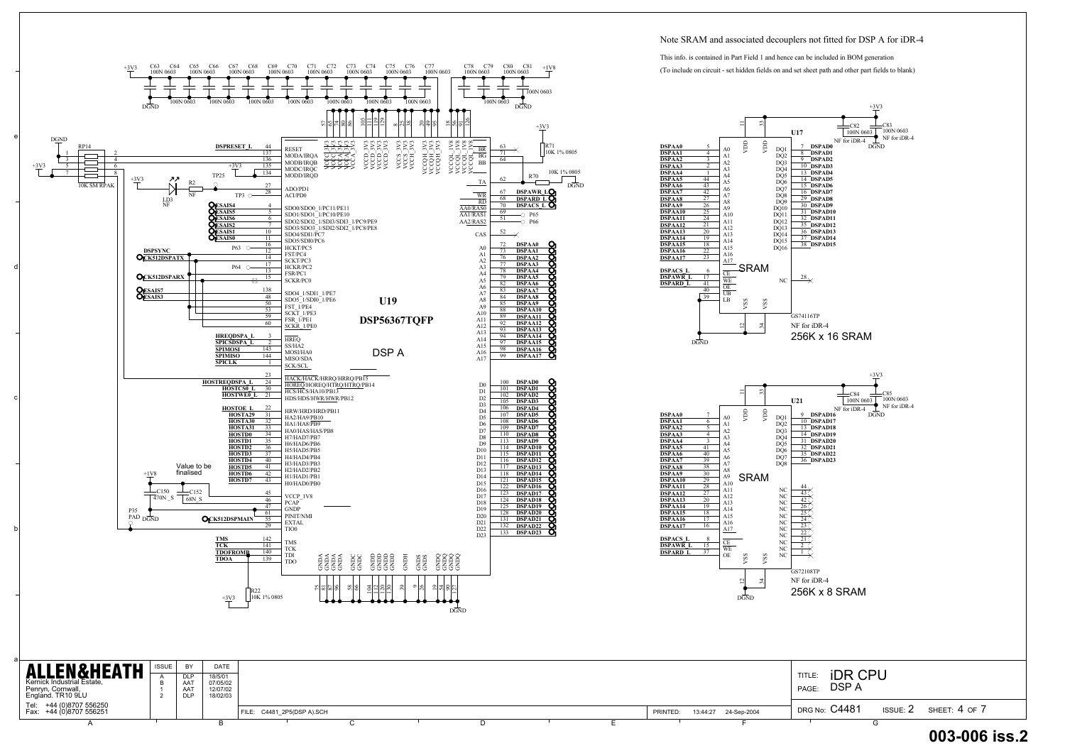Note SRAM and associated decouplers not fitted for DSP A for iDR-4

This info. is contained in Part Field 1 and hence can be included in BOM generation

(To include on circuit - set hidden fields on and set sheet path and other part fields to blank)

U19

DSP56367TQFP

DSP A

U17 GS74116TP NF for iDR-4

256K x 16 SRAM

U21 GS72108TP NF for iDR-4

256K x 8 SRAM

Value to be finalised

| ISSUE | BY | DATE |
|---|---|---|
| A | DLP | 18/5/01 |
| B | AAT | 07/05/02 |
| 1 | AAT | 12/07/02 |
| 2 | DLP | 18/02/03 |

ALLEN&HEATH
Kernick Industrial Estate, Penryn, Cornwall, England. TR10 9LU
Tel: +44 (0)8707 556250
Fax: +44 (0)8707 556251

FILE: C4481_2P5(DSP A).SCH

PRINTED: 13:44:27 24-Sep-2004

TITLE: iDR CPU
PAGE: DSP A

DRG No: C4481 ISSUE: 2 SHEET: 4 OF 7

003-006 iss.2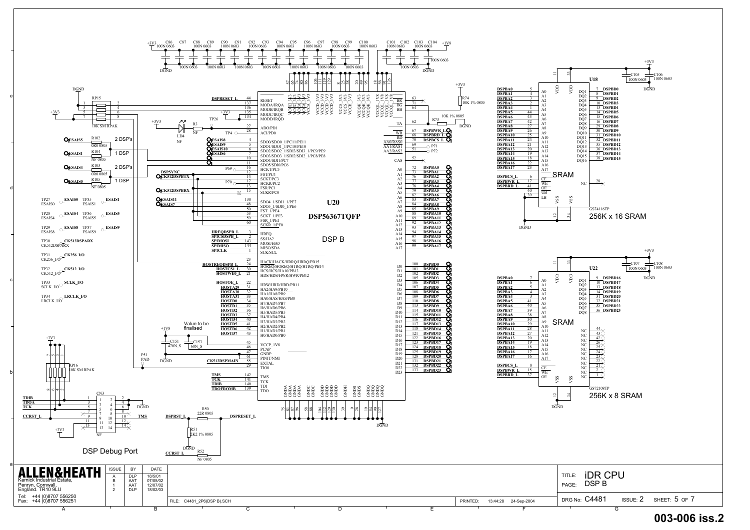# DSP B

**U20 DSP56367TQFP** — DSP B

**U18** — SRAM, GS74116TP, 256K x 16 SRAM

**U22** — SRAM, GS72108TP, 256K x 8 SRAM

DSP Debug Port (CN3)

Value to be finalised

| Label | Net |
|---|---|
| TP27 | ESAIS0 |
| TP35 | ESAIS1 |
| TP28 | ESAIS4 |
| TP36 | ESAIS5 |
| TP29 | ESAIS8 |
| TP37 | ESAIS9 |
| TP30 | CK512DSPARX |
| TP31 | CK256_I/O |
| TP32 | CK512_I/O |
| TP33 | SCLK_I/O |
| TP34 | LRCLK_I/O |

ESAIS5 — R102 0R0 0805 — 2 DSP's
ESAIS1 — R104 NF 0805 — 1 DSP
ESAIS4 — R103 0R0 0805 — 2 DSP's
ESAIS0 — R105 NF 0805 — 1 DSP

**ALLEN&HEATH**
Kernick Industrial Estate,
Penryn, Cornwall,
England. TR10 9LU
Tel: +44 (0)8707 556250
Fax: +44 (0)8707 556251

| ISSUE | BY | DATE |
|---|---|---|
| A | DLP | 18/5/01 |
| B | AAT | 07/05/02 |
| 1 | AAT | 12/07/02 |
| 2 | DLP | 18/02/03 |

FILE: C4481_2P6(DSP B).SCH
PRINTED: 13:44:28 24-Sep-2004

TITLE: iDR CPU
PAGE: DSP B
DRG No: C4481 ISSUE: 2 SHEET: 5 OF 7

**003-006 iss.2**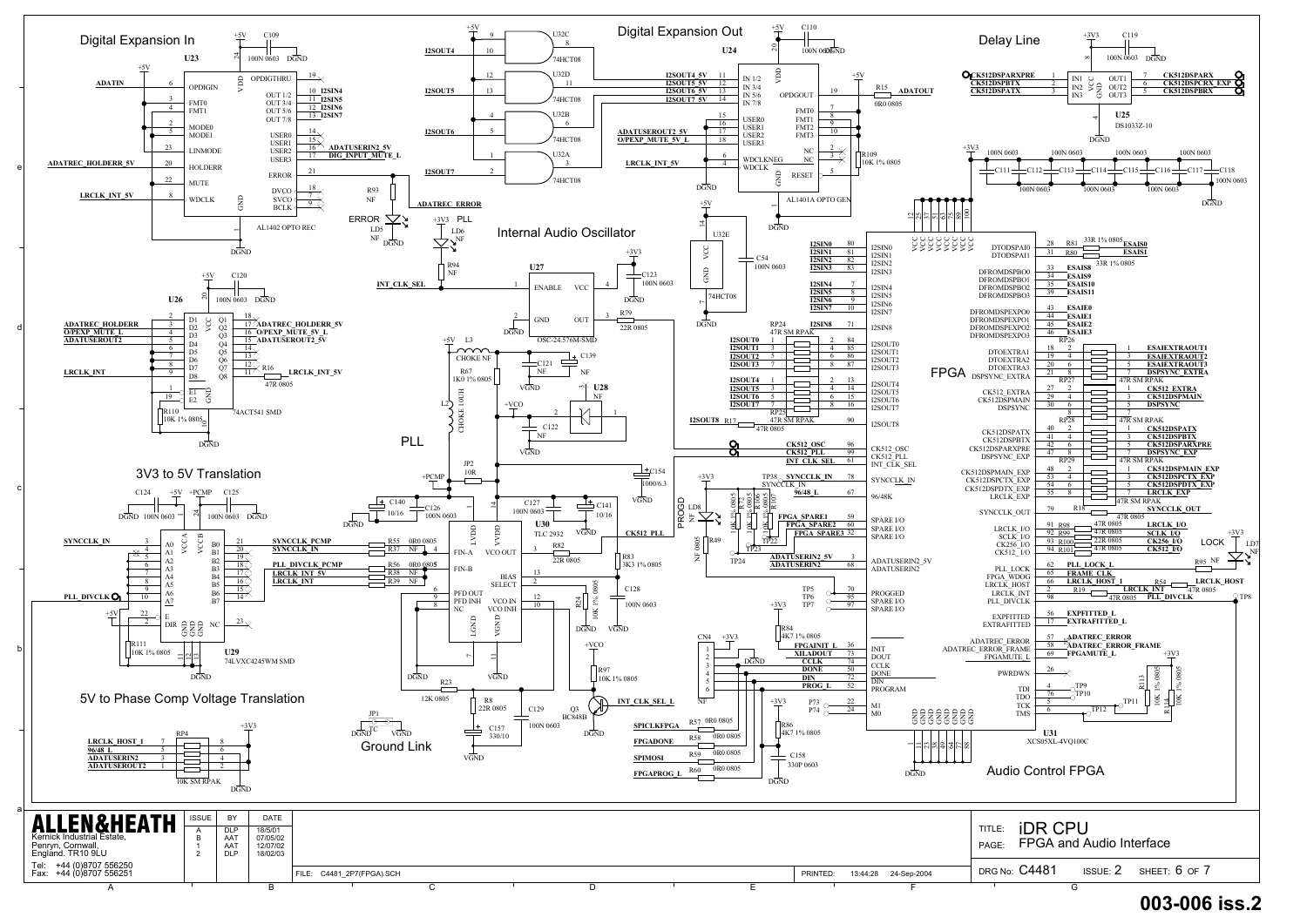## Digital Expansion In

U23 — AL1402 OPTO REC

## Digital Expansion Out

U24 — AL1401A OPTO GEN

## Delay Line

U25 — DS1033Z-10

## Internal Audio Oscillator

U27 — OSC-24.576M-SMD

## PLL

U30 — TLC 2932

## 3V3 to 5V Translation

U29 — 74LVXC4245WM SMD

## 5V to Phase Comp Voltage Translation

## Ground Link

## FPGA

U31 — XCS05XL-4VQ100C

## Audio Control FPGA

| ISSUE | BY | DATE |
|---|---|---|
| A | DLP | 18/5/01 |
| B | AAT | 07/05/02 |
| 1 | AAT | 12/07/02 |
| 2 | DLP | 18/02/03 |

**ALLEN&HEATH**
Kernick Industrial Estate,
Penryn, Cornwall,
England. TR10 9LU
Tel: +44 (0)8707 556250
Fax: +44 (0)8707 556251

FILE: C4481_2P7(FPGA).SCH PRINTED: 13:44:28 24-Sep-2004

TITLE: iDR CPU
PAGE: FPGA and Audio Interface

DRG No: C4481 ISSUE: 2 SHEET: 6 OF 7

003-006 iss.2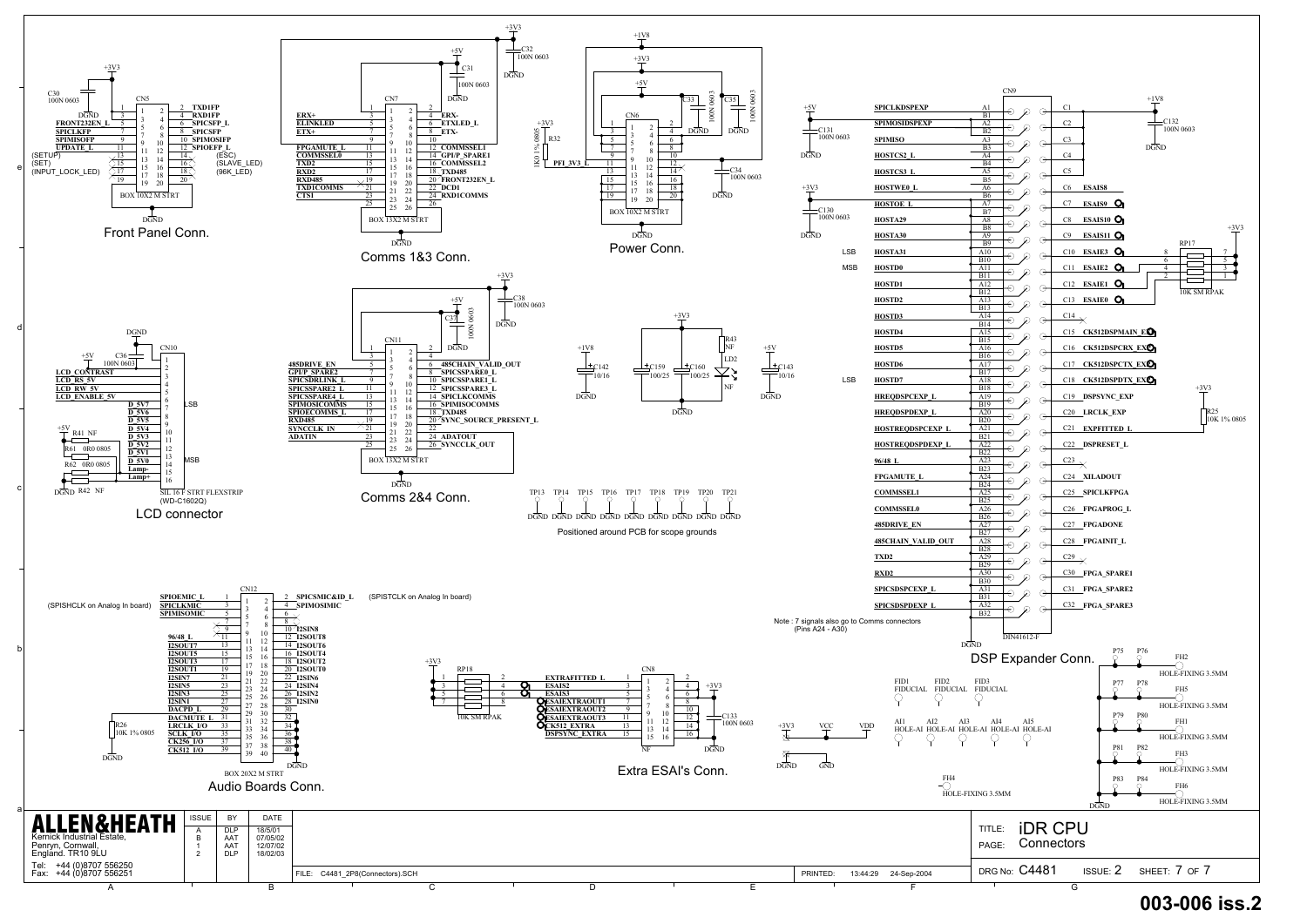# Connectors

## Front Panel Conn.

CN5 — BOX 10X2 M STRT

| Signal | Pin | Pin | Signal |
|---|---|---|---|
| | 1 | 2 | TXD1FP |
| | 3 | 4 | RXD1FP |
| FRONT232EN_L | 5 | 6 | SPICSFP_L |
| SPICLKFP | 7 | 8 | SPICSFP |
| SPIMISOFP | 9 | 10 | SPIMOSIFP |
| UPDATE_L | 11 | 12 | SPIOEFP_L |
| (SETUP) | 13 | 14 | (ESC) |
| (SET) | 15 | 16 | (SLAVE_LED) |
| (INPUT_LOCK_LED) | 17 | 18 | (96K_LED) |
| | 19 | 20 | |

C30 100N 0603, +3V3, DGND

## Comms 1&3 Conn.

CN7 — BOX 13X2 M STRT

| Signal | Pin | Pin | Signal |
|---|---|---|---|
| | 1 | 2 | |
| ERX+ | 3 | 4 | ERX- |
| ELINKLED | 5 | 6 | ETXLED_L |
| ETX+ | 7 | 8 | ETX- |
| | 9 | 10 | |
| FPGAMUTE_L | 11 | 12 | COMMSSEL1 |
| COMMSSEL0 | 13 | 14 | GPI/P_SPARE1 |
| TXD2 | 15 | 16 | COMMSSEL2 |
| RXD2 | 17 | 18 | TXD485 |
| RXD485 | 19 | 20 | FRONT232EN_L |
| TXD1COMMS | 21 | 22 | DCD1 |
| CTS1 | 23 | 24 | RXD1COMMS |
| | 25 | 26 | |

+5V, C31 100N 0603, +3V3, C32 100N 0603, DGND

## Power Conn.

CN6 — BOX 10X2 M STRT

Pins 1–20; +1V8, +3V3, +5V rails; C33 100N 0603, C35 100N 0603, C34 100N 0603; R32 1K0 1% 0805 (+3V3); PFI_3V3_L on pin 11; DGND

## LCD connector

CN10 — SIL 16 F STRT FLEXSTRIP (WD-C1602Q)

| Pin | Signal |
|---|---|
| 1 | DGND |
| 2 | +5V (C36 100N 0603) |
| 3 | LCD_CONTRAST |
| 4 | LCD_RS_5V |
| 5 | LCD_RW_5V |
| 6 | LCD_ENABLE_5V |
| 7 | D_5V7 (LSB) |
| 8 | D_5V6 |
| 9 | D_5V5 |
| 10 | D_5V4 |
| 11 | D_5V3 |
| 12 | D_5V2 |
| 13 | D_5V1 |
| 14 | D_5V0 (MSB) |
| 15 | Lamp- |
| 16 | Lamp+ |

R41 NF, R61 0R0 0805, R62 0R0 0805, R42 NF, +5V, DGND

## Comms 2&4 Conn.

CN11 — BOX 13X2 M STRT

| Signal | Pin | Pin | Signal |
|---|---|---|---|
| | 1 | 2 | |
| | 3 | 4 | |
| 485DRIVE_EN | 5 | 6 | 485CHAIN_VALID_OUT |
| GPI/P_SPARE2 | 7 | 8 | SPICSSPARE0_L |
| SPICSDRLINK_L | 9 | 10 | SPICSSPARE1_L |
| SPICSSPARE2_L | 11 | 12 | SPICSSPARE3_L |
| SPICSSPARE4_L | 13 | 14 | SPICLKCOMMS |
| SPIMOSICOMMS | 15 | 16 | SPIMISOCOMMS |
| SPIOECOMMS_L | 17 | 18 | TXD485 |
| RXD485 | 19 | 20 | SYNC_SOURCE_PRESENT_L |
| SYNCCLK_IN | 21 | 22 | |
| ADATIN | 23 | 24 | ADATOUT |
| | 25 | 26 | SYNCCLK_OUT |

+5V, C37 100N 0603, +3V3, C38 100N 0603, DGND

+1V8 C142 10/16; C159 100/25; C160 100/25; +3V3 R43 NF, LD2 NF; +5V C143 10/16; DGND

TP13 TP14 TP15 TP16 TP17 TP18 TP19 TP20 TP21 — DGND

Positioned around PCB for scope grounds

## DSP Expander Conn.

CN9 — DIN41612-F

| Signal | Pin | Pin | Signal |
|---|---|---|---|
| SPICLKDSPEXP | A1 | C1 | |
| SPIMOSIDSPEXP | A2 | C2 | |
| SPIMISO | A3 | C3 | |
| HOSTCS2_L | A4 | C4 | |
| HOSTCS3_L | A5 | C5 | |
| HOSTWE0_L | A6 | C6 | ESAI8 |
| HOSTOE_L | A7 | C7 | ESAI9 |
| HOSTA29 | A8 | C8 | ESAI10 |
| HOSTA30 | A9 | C9 | ESAI11 |
| HOSTA31 (LSB) | A10 | C10 | ESAIE3 |
| HOSTD0 (MSB) | A11 | C11 | ESAIE2 |
| HOSTD1 | A12 | C12 | ESAIE1 |
| HOSTD2 | A13 | C13 | ESAIE0 |
| HOSTD3 | A14 | C14 | |
| HOSTD4 | A15 | C15 | CK512DSPMAIN_EXP |
| HOSTD5 | A16 | C16 | CK512DSPCRX_EXP |
| HOSTD6 | A17 | C17 | CK512DSPCTX_EXP |
| HOSTD7 (LSB) | A18 | C18 | CK512DSPDTX_EXP |
| HREQDSPCEXP_L | A19 | C19 | DSPSYNC_EXP |
| HREQDSPDEXP_L | A20 | C20 | LRCLK_EXP |
| HOSTREQDSPCEXP_L | A21 | C21 | EXPFITTED_L |
| HOSTREQDSPDEXP_L | A22 | C22 | DSPRESET_L |
| 96/48_L | A23 | C23 | |
| FPGAMUTE_L | A24 | C24 | XILADOUT |
| COMMSSEL1 | A25 | C25 | SPICLKFPGA |
| COMMSSEL0 | A26 | C26 | FPGAPROG_L |
| 485DRIVE_EN | A27 | C27 | FPGADONE |
| 485CHAIN_VALID_OUT | A28 | C28 | FPGAINIT_L |
| TXD2 | A29 | C29 | |
| RXD2 | A30 | C30 | FPGA_SPARE1 |
| SPICSDSPCEXP_L | A31 | C31 | FPGA_SPARE2 |
| SPICSDSPDEXP_L | A32 | C32 | FPGA_SPARE3 |

B1–B32: DGND

+5V C131 100N 0603; +3V3 C130 100N 0603; +1V8 C132 100N 0603; RP17 10K SM RPAK (+3V3); +3V3 R25 10K 1% 0805

Note : 7 signals also go to Comms connectors (Pins A24 - A30)

## Audio Boards Conn.

CN12 — BOX 20X2 M STRT

| Signal | Pin | Pin | Signal |
|---|---|---|---|
| SPIOEMIC_L | 1 | 2 | SPICSMIC&ID_L |
| SPICLKMIC | 3 | 4 | SPIMOSIMIC |
| SPIMISOMIC | 5 | 6 | |
| | 7 | 8 | |
| | 9 | 10 | I2SIN8 |
| 96/48_L | 11 | 12 | I2SOUT8 |
| I2SOUT7 | 13 | 14 | I2SOUT6 |
| I2SOUT5 | 15 | 16 | I2SOUT4 |
| I2SOUT3 | 17 | 18 | I2SOUT2 |
| I2SOUT1 | 19 | 20 | I2SOUT0 |
| I2SIN7 | 21 | 22 | I2SIN6 |
| I2SIN5 | 23 | 24 | I2SIN4 |
| I2SIN3 | 25 | 26 | I2SIN2 |
| I2SIN1 | 27 | 28 | I2SIN0 |
| DACPD_L | 29 | 30 | |
| DACMUTE_L | 31 | 32 | |
| LRCLK_I/O | 33 | 34 | |
| SCLK_I/O | 35 | 36 | |
| CK256_I/O | 37 | 38 | |
| CK512_I/O | 39 | 40 | |

(SPISHCLK on Analog In board) — (SPISTCLK on Analog In board)

R26 10K 1% 0805, DGND

## Extra ESAI's Conn.

CN8 — NF

| Signal | Pin | Pin | Signal |
|---|---|---|---|
| EXTRAFITTED_L | 1 | 2 | |
| ESAIS2 | 3 | 4 | +3V3 |
| ESAIS3 | 5 | 6 | |
| ESAIEXTRAOUT1 | 7 | 8 | |
| ESAIEXTRAOUT2 | 9 | 10 | |
| ESAIEXTRAOUT3 | 11 | 12 | |
| CK512_EXTRA | 13 | 14 | |
| DSPSYNC_EXTRA | 15 | 16 | |

RP18 10K SM RPAK (+3V3); C133 100N 0603; DGND

+3V3, VCC, VDD, DGND, GND

FID1 FIDUCIAL, FID2 FIDUCIAL, FID3 FIDUCIAL

AI1–AI5 HOLE-AI

P75–P84; FH1–FH6 HOLE-FIXING 3.5MM; DGND

---

ALLEN&HEATH
Kernick Industrial Estate, Penryn, Cornwall, England. TR10 9LU
Tel: +44 (0)8707 556250
Fax: +44 (0)8707 556251

| ISSUE | BY | DATE |
|---|---|---|
| A | DLP | 18/5/01 |
| B | AAT | 07/05/02 |
| 1 | AAT | 12/07/02 |
| 2 | DLP | 18/02/03 |

FILE: C4481_2P8(Connectors).SCH — PRINTED: 13:44:29 24-Sep-2004

TITLE: iDR CPU
PAGE: Connectors
DRG No: C4481 ISSUE: 2 SHEET: 7 OF 7

003-006 iss.2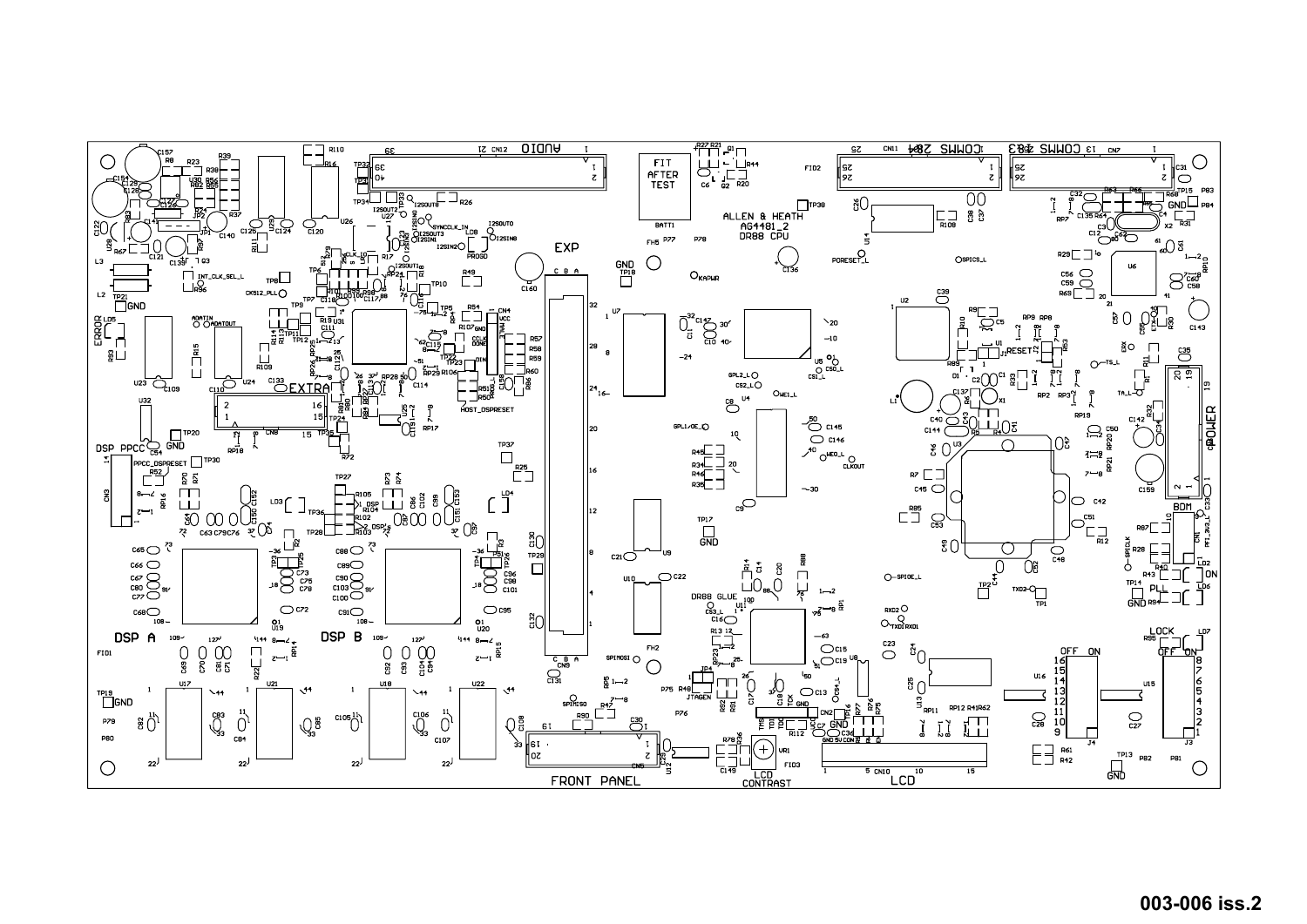ALLEN & HEATH
AG4481_2
DR88 CPU

003-006 iss.2